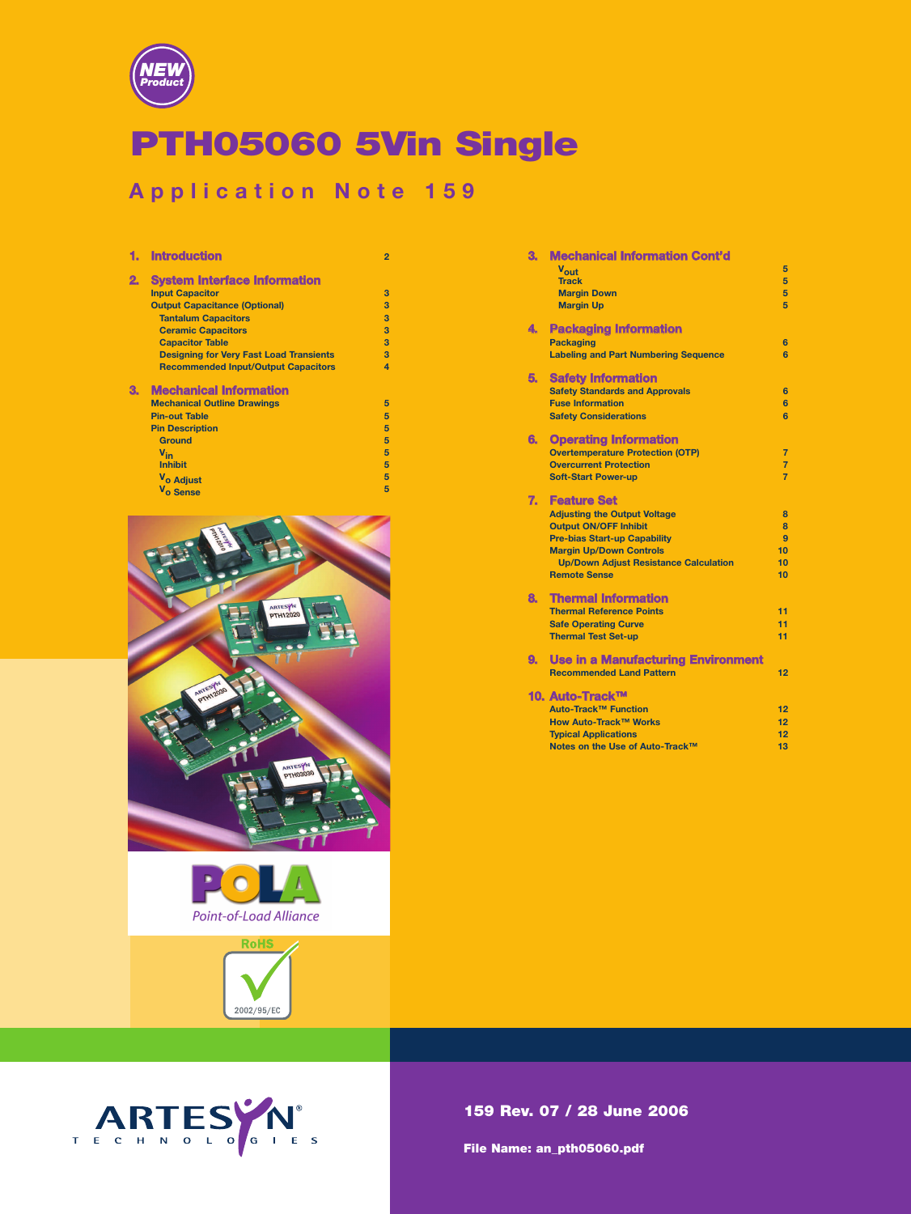NEW Product

# PTH05060 5Vin Single

## Application Note 159

1. **Introduction** — 2
2. **System Interface Information**
   - Input Capacitor — 3
   - Output Capacitance (Optional) — 3
     - Tantalum Capacitors — 3
     - Ceramic Capacitors — 3
     - Capacitor Table — 3
     - Designing for Very Fast Load Transients — 3
     - Recommended Input/Output Capacitors — 4
3. **Mechanical Information**
   - Mechanical Outline Drawings — 5
   - Pin-out Table — 5
   - Pin Description — 5
     - Ground — 5
     - $V_{in}$ — 5
     - Inhibit — 5
     - $V_o$ Adjust — 5
     - $V_o$ Sense — 5

3. **Mechanical Information Cont'd**
   - $V_{out}$ — 5
   - Track — 5
   - Margin Down — 5
   - Margin Up — 5
4. **Packaging Information**
   - Packaging — 6
   - Labeling and Part Numbering Sequence — 6
5. **Safety Information**
   - Safety Standards and Approvals — 6
   - Fuse Information — 6
   - Safety Considerations — 6
6. **Operating Information**
   - Overtemperature Protection (OTP) — 7
   - Overcurrent Protection — 7
   - Soft-Start Power-up — 7
7. **Feature Set**
   - Adjusting the Output Voltage — 8
   - Output ON/OFF Inhibit — 8
   - Pre-bias Start-up Capability — 9
   - Margin Up/Down Controls — 10
     - Up/Down Adjust Resistance Calculation — 10
   - Remote Sense — 10
8. **Thermal Information**
   - Thermal Reference Points — 11
   - Safe Operating Curve — 11
   - Thermal Test Set-up — 11
9. **Use in a Manufacturing Environment**
   - Recommended Land Pattern — 12
10. **Auto-Track™**
    - Auto-Track™ Function — 12
    - How Auto-Track™ Works — 12
    - Typical Applications — 12
    - Notes on the Use of Auto-Track™ — 13

POLA Point-of-Load Alliance

RoHS 2002/95/EC

ARTESYN TECHNOLOGIES

**159 Rev. 07 / 28 June 2006**

**File Name: an_pth05060.pdf**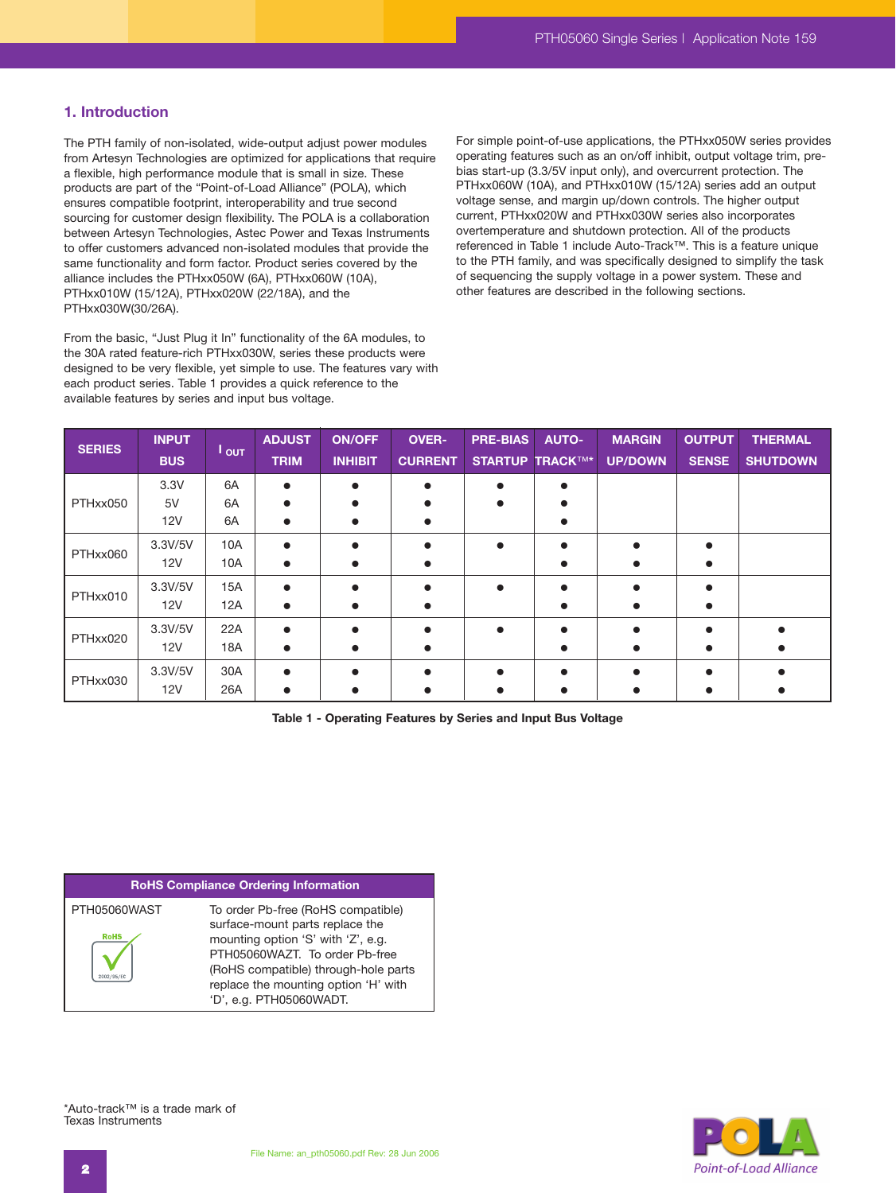## 1. Introduction

The PTH family of non-isolated, wide-output adjust power modules from Artesyn Technologies are optimized for applications that require a flexible, high performance module that is small in size. These products are part of the "Point-of-Load Alliance" (POLA), which ensures compatible footprint, interoperability and true second sourcing for customer design flexibility. The POLA is a collaboration between Artesyn Technologies, Astec Power and Texas Instruments to offer customers advanced non-isolated modules that provide the same functionality and form factor. Product series covered by the alliance includes the PTHxx050W (6A), PTHxx060W (10A), PTHxx010W (15/12A), PTHxx020W (22/18A), and the PTHxx030W(30/26A).

From the basic, "Just Plug it In" functionality of the 6A modules, to the 30A rated feature-rich PTHxx030W, series these products were designed to be very flexible, yet simple to use. The features vary with each product series. Table 1 provides a quick reference to the available features by series and input bus voltage.

For simple point-of-use applications, the PTHxx050W series provides operating features such as an on/off inhibit, output voltage trim, pre-bias start-up (3.3/5V input only), and overcurrent protection. The PTHxx060W (10A), and PTHxx010W (15/12A) series add an output voltage sense, and margin up/down controls. The higher output current, PTHxx020W and PTHxx030W series also incorporates overtemperature and shutdown protection. All of the products referenced in Table 1 include Auto-Track™. This is a feature unique to the PTH family, and was specifically designed to simplify the task of sequencing the supply voltage in a power system. These and other features are described in the following sections.

| SERIES | INPUT BUS | $I_{OUT}$ | ADJUST TRIM | ON/OFF INHIBIT | OVER-CURRENT | PRE-BIAS STARTUP | AUTO-TRACK™* | MARGIN UP/DOWN | OUTPUT SENSE | THERMAL SHUTDOWN |
|---|---|---|---|---|---|---|---|---|---|---|
| PTHxx050 | 3.3V | 6A | ● | ● | ● | ● | ● | | | |
| | 5V | 6A | ● | ● | ● | ● | ● | | | |
| | 12V | 6A | ● | ● | ● | | ● | | | |
| PTHxx060 | 3.3V/5V | 10A | ● | ● | ● | ● | ● | ● | ● | |
| | 12V | 10A | ● | ● | ● | | ● | ● | ● | |
| PTHxx010 | 3.3V/5V | 15A | ● | ● | ● | ● | ● | ● | ● | |
| | 12V | 12A | ● | ● | ● | | ● | ● | ● | |
| PTHxx020 | 3.3V/5V | 22A | ● | ● | ● | ● | ● | ● | ● | ● |
| | 12V | 18A | ● | ● | ● | | ● | ● | ● | ● |
| PTHxx030 | 3.3V/5V | 30A | ● | ● | ● | ● | ● | ● | ● | ● |
| | 12V | 26A | ● | ● | ● | ● | ● | ● | ● | ● |

**Table 1 - Operating Features by Series and Input Bus Voltage**

| RoHS Compliance Ordering Information | |
|---|---|
| PTH05060WAST | To order Pb-free (RoHS compatible) surface-mount parts replace the mounting option 'S' with 'Z', e.g. PTH05060WAZT. To order Pb-free (RoHS compatible) through-hole parts replace the mounting option 'H' with 'D', e.g. PTH05060WADT. |

*Auto-track™ is a trade mark of Texas Instruments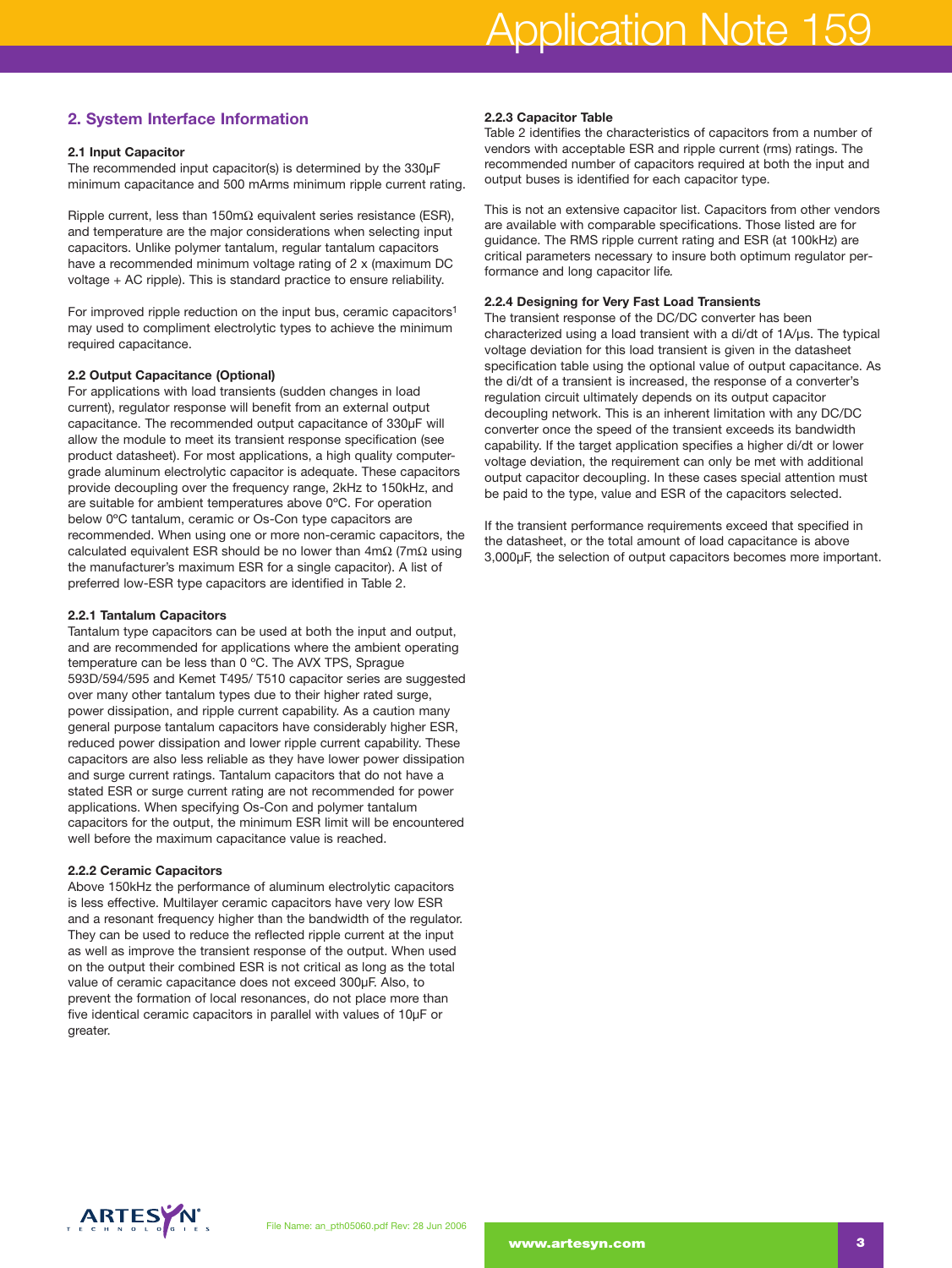## 2. System Interface Information

### 2.1 Input Capacitor

The recommended input capacitor(s) is determined by the 330µF minimum capacitance and 500 mArms minimum ripple current rating.

Ripple current, less than 150mΩ equivalent series resistance (ESR), and temperature are the major considerations when selecting input capacitors. Unlike polymer tantalum, regular tantalum capacitors have a recommended minimum voltage rating of 2 x (maximum DC voltage + AC ripple). This is standard practice to ensure reliability.

For improved ripple reduction on the input bus, ceramic capacitors[1] may used to compliment electrolytic types to achieve the minimum required capacitance.

### 2.2 Output Capacitance (Optional)

For applications with load transients (sudden changes in load current), regulator response will benefit from an external output capacitance. The recommended output capacitance of 330µF will allow the module to meet its transient response specification (see product datasheet). For most applications, a high quality computer-grade aluminum electrolytic capacitor is adequate. These capacitors provide decoupling over the frequency range, 2kHz to 150kHz, and are suitable for ambient temperatures above 0ºC. For operation below 0ºC tantalum, ceramic or Os-Con type capacitors are recommended. When using one or more non-ceramic capacitors, the calculated equivalent ESR should be no lower than 4mΩ (7mΩ using the manufacturer's maximum ESR for a single capacitor). A list of preferred low-ESR type capacitors are identified in Table 2.

#### 2.2.1 Tantalum Capacitors

Tantalum type capacitors can be used at both the input and output, and are recommended for applications where the ambient operating temperature can be less than 0 ºC. The AVX TPS, Sprague 593D/594/595 and Kemet T495/ T510 capacitor series are suggested over many other tantalum types due to their higher rated surge, power dissipation, and ripple current capability. As a caution many general purpose tantalum capacitors have considerably higher ESR, reduced power dissipation and lower ripple current capability. These capacitors are also less reliable as they have lower power dissipation and surge current ratings. Tantalum capacitors that do not have a stated ESR or surge current rating are not recommended for power applications. When specifying Os-Con and polymer tantalum capacitors for the output, the minimum ESR limit will be encountered well before the maximum capacitance value is reached.

#### 2.2.2 Ceramic Capacitors

Above 150kHz the performance of aluminum electrolytic capacitors is less effective. Multilayer ceramic capacitors have very low ESR and a resonant frequency higher than the bandwidth of the regulator. They can be used to reduce the reflected ripple current at the input as well as improve the transient response of the output. When used on the output their combined ESR is not critical as long as the total value of ceramic capacitance does not exceed 300µF. Also, to prevent the formation of local resonances, do not place more than five identical ceramic capacitors in parallel with values of 10µF or greater.

#### 2.2.3 Capacitor Table

Table 2 identifies the characteristics of capacitors from a number of vendors with acceptable ESR and ripple current (rms) ratings. The recommended number of capacitors required at both the input and output buses is identified for each capacitor type.

This is not an extensive capacitor list. Capacitors from other vendors are available with comparable specifications. Those listed are for guidance. The RMS ripple current rating and ESR (at 100kHz) are critical parameters necessary to insure both optimum regulator performance and long capacitor life.

#### 2.2.4 Designing for Very Fast Load Transients

The transient response of the DC/DC converter has been characterized using a load transient with a di/dt of 1A/µs. The typical voltage deviation for this load transient is given in the datasheet specification table using the optional value of output capacitance. As the di/dt of a transient is increased, the response of a converter's regulation circuit ultimately depends on its output capacitor decoupling network. This is an inherent limitation with any DC/DC converter once the speed of the transient exceeds its bandwidth capability. If the target application specifies a higher di/dt or lower voltage deviation, the requirement can only be met with additional output capacitor decoupling. In these cases special attention must be paid to the type, value and ESR of the capacitors selected.

If the transient performance requirements exceed that specified in the datasheet, or the total amount of load capacitance is above 3,000µF, the selection of output capacitors becomes more important.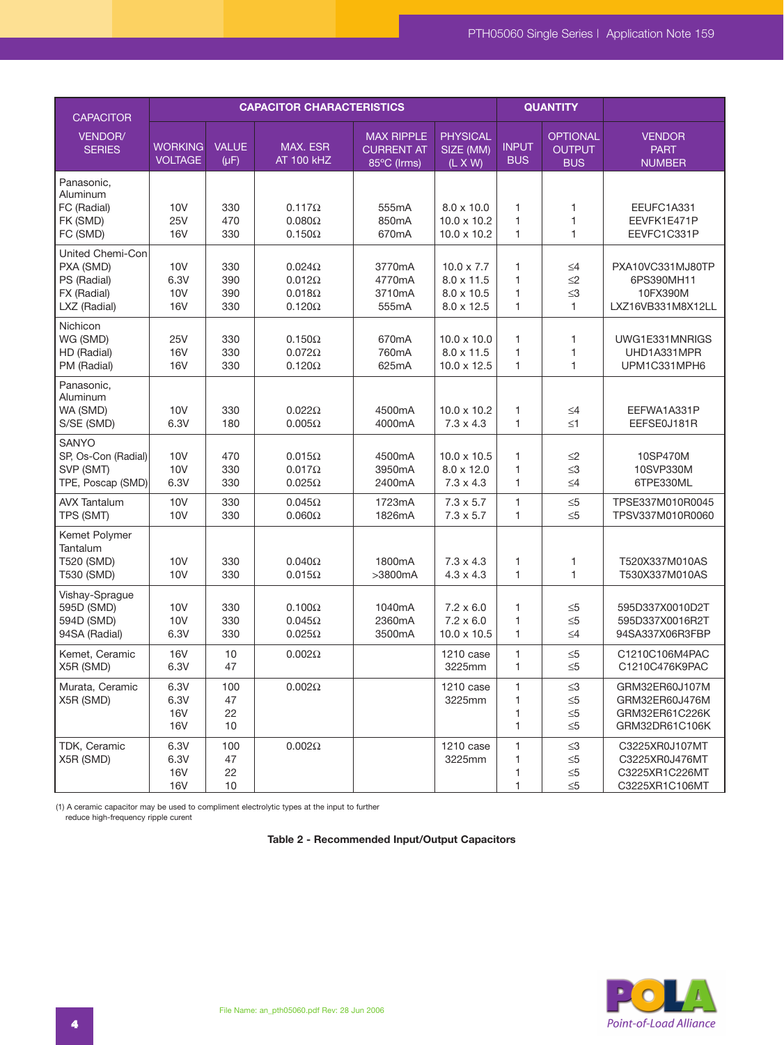| CAPACITOR | CAPACITOR CHARACTERISTICS | | | | | QUANTITY | | |
|---|---|---|---|---|---|---|---|---|
| VENDOR/ SERIES | WORKING VOLTAGE | VALUE (µF) | MAX. ESR AT 100 kHZ | MAX RIPPLE CURRENT AT 85°C (Irms) | PHYSICAL SIZE (MM) (L X W) | INPUT BUS | OPTIONAL OUTPUT BUS | VENDOR PART NUMBER |
| Panasonic, Aluminum<br>FC (Radial)<br>FK (SMD)<br>FC (SMD) | 10V<br>25V<br>16V | 330<br>470<br>330 | 0.117Ω<br>0.080Ω<br>0.150Ω | 555mA<br>850mA<br>670mA | 8.0 x 10.0<br>10.0 x 10.2<br>10.0 x 10.2 | 1<br>1<br>1 | 1<br>1<br>1 | EEUFC1A331<br>EEVFK1E471P<br>EEVFC1C331P |
| United Chemi-Con<br>PXA (SMD)<br>PS (Radial)<br>FX (Radial)<br>LXZ (Radial) | 10V<br>6.3V<br>10V<br>16V | 330<br>390<br>390<br>330 | 0.024Ω<br>0.012Ω<br>0.018Ω<br>0.120Ω | 3770mA<br>4770mA<br>3710mA<br>555mA | 10.0 x 7.7<br>8.0 x 11.5<br>8.0 x 10.5<br>8.0 x 12.5 | 1<br>1<br>1<br>1 | ≤4<br>≤2<br>≤3<br>1 | PXA10VC331MJ80TP<br>6PS390MH11<br>10FX390M<br>LXZ16VB331M8X12LL |
| Nichicon<br>WG (SMD)<br>HD (Radial)<br>PM (Radial) | 25V<br>16V<br>16V | 330<br>330<br>330 | 0.150Ω<br>0.072Ω<br>0.120Ω | 670mA<br>760mA<br>625mA | 10.0 x 10.0<br>8.0 x 11.5<br>10.0 x 12.5 | 1<br>1<br>1 | 1<br>1<br>1 | UWG1E331MNRIGS<br>UHD1A331MPR<br>UPM1C331MPH6 |
| Panasonic, Aluminum<br>WA (SMD)<br>S/SE (SMD) | 10V<br>6.3V | 330<br>180 | 0.022Ω<br>0.005Ω | 4500mA<br>4000mA | 10.0 x 10.2<br>7.3 x 4.3 | 1<br>1 | ≤4<br>≤1 | EEFWA1A331P<br>EEFSE0J181R |
| SANYO<br>SP, Os-Con (Radial)<br>SVP (SMT)<br>TPE, Poscap (SMD) | 10V<br>10V<br>6.3V | 470<br>330<br>330 | 0.015Ω<br>0.017Ω<br>0.025Ω | 4500mA<br>3950mA<br>2400mA | 10.0 x 10.5<br>8.0 x 12.0<br>7.3 x 4.3 | 1<br>1<br>1 | ≤2<br>≤3<br>≤4 | 10SP470M<br>10SVP330M<br>6TPE330ML |
| AVX Tantalum<br>TPS (SMT) | 10V<br>10V | 330<br>330 | 0.045Ω<br>0.060Ω | 1723mA<br>1826mA | 7.3 x 5.7<br>7.3 x 5.7 | 1<br>1 | ≤5<br>≤5 | TPSE337M010R0045<br>TPSV337M010R0060 |
| Kemet Polymer Tantalum<br>T520 (SMD)<br>T530 (SMD) | 10V<br>10V | 330<br>330 | 0.040Ω<br>0.015Ω | 1800mA<br>>3800mA | 7.3 x 4.3<br>4.3 x 4.3 | 1<br>1 | 1<br>1 | T520X337M010AS<br>T530X337M010AS |
| Vishay-Sprague<br>595D (SMD)<br>594D (SMD)<br>94SA (Radial) | 10V<br>10V<br>6.3V | 330<br>330<br>330 | 0.100Ω<br>0.045Ω<br>0.025Ω | 1040mA<br>2360mA<br>3500mA | 7.2 x 6.0<br>7.2 x 6.0<br>10.0 x 10.5 | 1<br>1<br>1 | ≤5<br>≤5<br>≤4 | 595D337X0010D2T<br>595D337X0016R2T<br>94SA337X06R3FBP |
| Kemet, Ceramic<br>X5R (SMD) | 16V<br>6.3V | 10<br>47 | 0.002Ω | | 1210 case<br>3225mm | 1<br>1 | ≤5<br>≤5 | C1210C106M4PAC<br>C1210C476K9PAC |
| Murata, Ceramic<br>X5R (SMD) | 6.3V<br>6.3V<br>16V<br>16V | 100<br>47<br>22<br>10 | 0.002Ω | | 1210 case<br>3225mm | 1<br>1<br>1<br>1 | ≤3<br>≤5<br>≤5<br>≤5 | GRM32ER60J107M<br>GRM32ER60J476M<br>GRM32ER61C226K<br>GRM32DR61C106K |
| TDK, Ceramic<br>X5R (SMD) | 6.3V<br>6.3V<br>16V<br>16V | 100<br>47<br>22<br>10 | 0.002Ω | | 1210 case<br>3225mm | 1<br>1<br>1<br>1 | ≤3<br>≤5<br>≤5<br>≤5 | C3225XR0J107MT<br>C3225XR0J476MT<br>C3225XR1C226MT<br>C3225XR1C106MT |

(1) A ceramic capacitor may be used to compliment electrolytic types at the input to further reduce high-frequency ripple curent

**Table 2 - Recommended Input/Output Capacitors**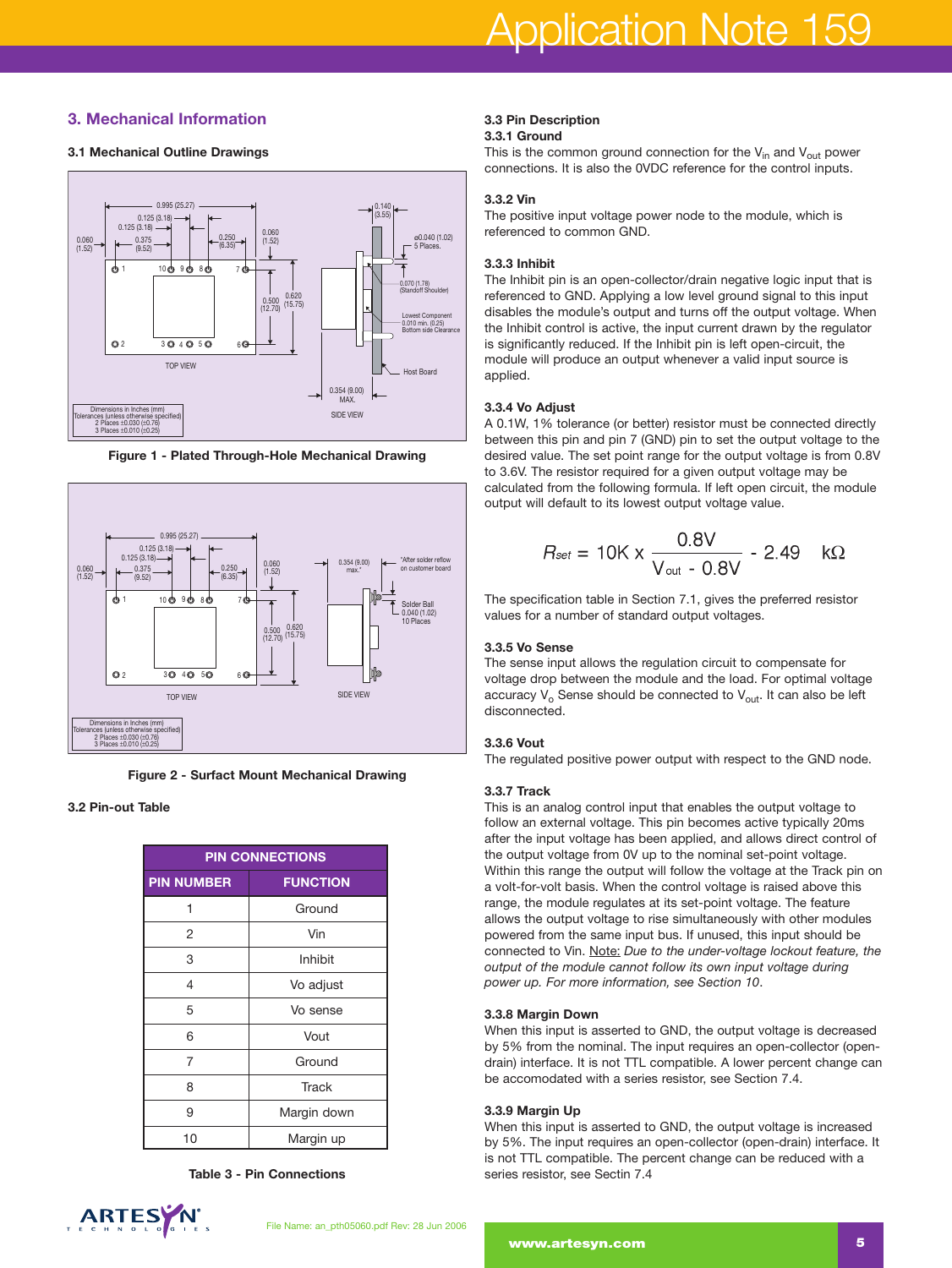## 3. Mechanical Information

### 3.1 Mechanical Outline Drawings

**Figure 1 - Plated Through-Hole Mechanical Drawing**

**Figure 2 - Surface Mount Mechanical Drawing**

### 3.2 Pin-out Table

| PIN CONNECTIONS | |
|---|---|
| **PIN NUMBER** | **FUNCTION** |
| 1 | Ground |
| 2 | Vin |
| 3 | Inhibit |
| 4 | Vo adjust |
| 5 | Vo sense |
| 6 | Vout |
| 7 | Ground |
| 8 | Track |
| 9 | Margin down |
| 10 | Margin up |

**Table 3 - Pin Connections**

### 3.3 Pin Description

#### 3.3.1 Ground

This is the common ground connection for the $V_{in}$ and $V_{out}$ power connections. It is also the 0VDC reference for the control inputs.

#### 3.3.2 Vin

The positive input voltage power node to the module, which is referenced to common GND.

#### 3.3.3 Inhibit

The Inhibit pin is an open-collector/drain negative logic input that is referenced to GND. Applying a low level ground signal to this input disables the module's output and turns off the output voltage. When the Inhibit control is active, the input current drawn by the regulator is significantly reduced. If the Inhibit pin is left open-circuit, the module will produce an output whenever a valid input source is applied.

#### 3.3.4 Vo Adjust

A 0.1W, 1% tolerance (or better) resistor must be connected directly between this pin and pin 7 (GND) pin to set the output voltage to the desired value. The set point range for the output voltage is from 0.8V to 3.6V. The resistor required for a given output voltage may be calculated from the following formula. If left open circuit, the module output will default to its lowest output voltage value.

$$R_{set} = 10K \times \frac{0.8V}{V_{out} - 0.8V} - 2.49 \quad k\Omega$$

The specification table in Section 7.1, gives the preferred resistor values for a number of standard output voltages.

#### 3.3.5 Vo Sense

The sense input allows the regulation circuit to compensate for voltage drop between the module and the load. For optimal voltage accuracy $V_o$ Sense should be connected to $V_{out}$. It can also be left disconnected.

#### 3.3.6 Vout

The regulated positive power output with respect to the GND node.

#### 3.3.7 Track

This is an analog control input that enables the output voltage to follow an external voltage. This pin becomes active typically 20ms after the input voltage has been applied, and allows direct control of the output voltage from 0V up to the nominal set-point voltage. Within this range the output will follow the voltage at the Track pin on a volt-for-volt basis. When the control voltage is raised above this range, the module regulates at its set-point voltage. The feature allows the output voltage to rise simultaneously with other modules powered from the same input bus. If unused, this input should be connected to Vin. Note: *Due to the under-voltage lockout feature, the output of the module cannot follow its own input voltage during power up. For more information, see Section 10*.

#### 3.3.8 Margin Down

When this input is asserted to GND, the output voltage is decreased by 5% from the nominal. The input requires an open-collector (open-drain) interface. It is not TTL compatible. A lower percent change can be accomodated with a series resistor, see Section 7.4.

#### 3.3.9 Margin Up

When this input is asserted to GND, the output voltage is increased by 5%. The input requires an open-collector (open-drain) interface. It is not TTL compatible. The percent change can be reduced with a series resistor, see Sectin 7.4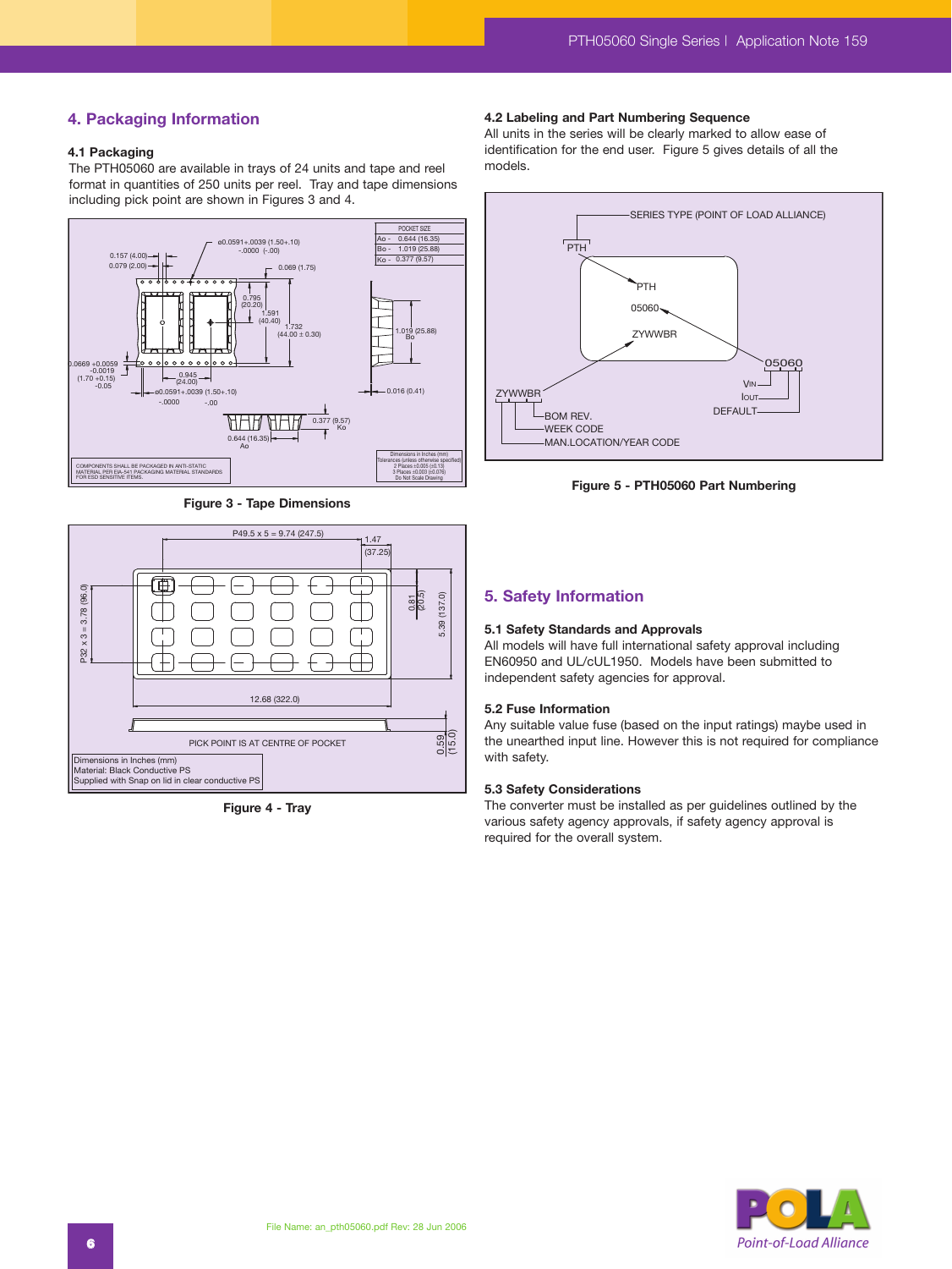## 4. Packaging Information

### 4.1 Packaging

The PTH05060 are available in trays of 24 units and tape and reel format in quantities of 250 units per reel. Tray and tape dimensions including pick point are shown in Figures 3 and 4.

Figure 3 - Tape Dimensions

Figure 4 - Tray

### 4.2 Labeling and Part Numbering Sequence

All units in the series will be clearly marked to allow ease of identification for the end user. Figure 5 gives details of all the models.

Figure 5 - PTH05060 Part Numbering

## 5. Safety Information

### 5.1 Safety Standards and Approvals

All models will have full international safety approval including EN60950 and UL/cUL1950. Models have been submitted to independent safety agencies for approval.

### 5.2 Fuse Information

Any suitable value fuse (based on the input ratings) maybe used in the unearthed input line. However this is not required for compliance with safety.

### 5.3 Safety Considerations

The converter must be installed as per guidelines outlined by the various safety agency approvals, if safety agency approval is required for the overall system.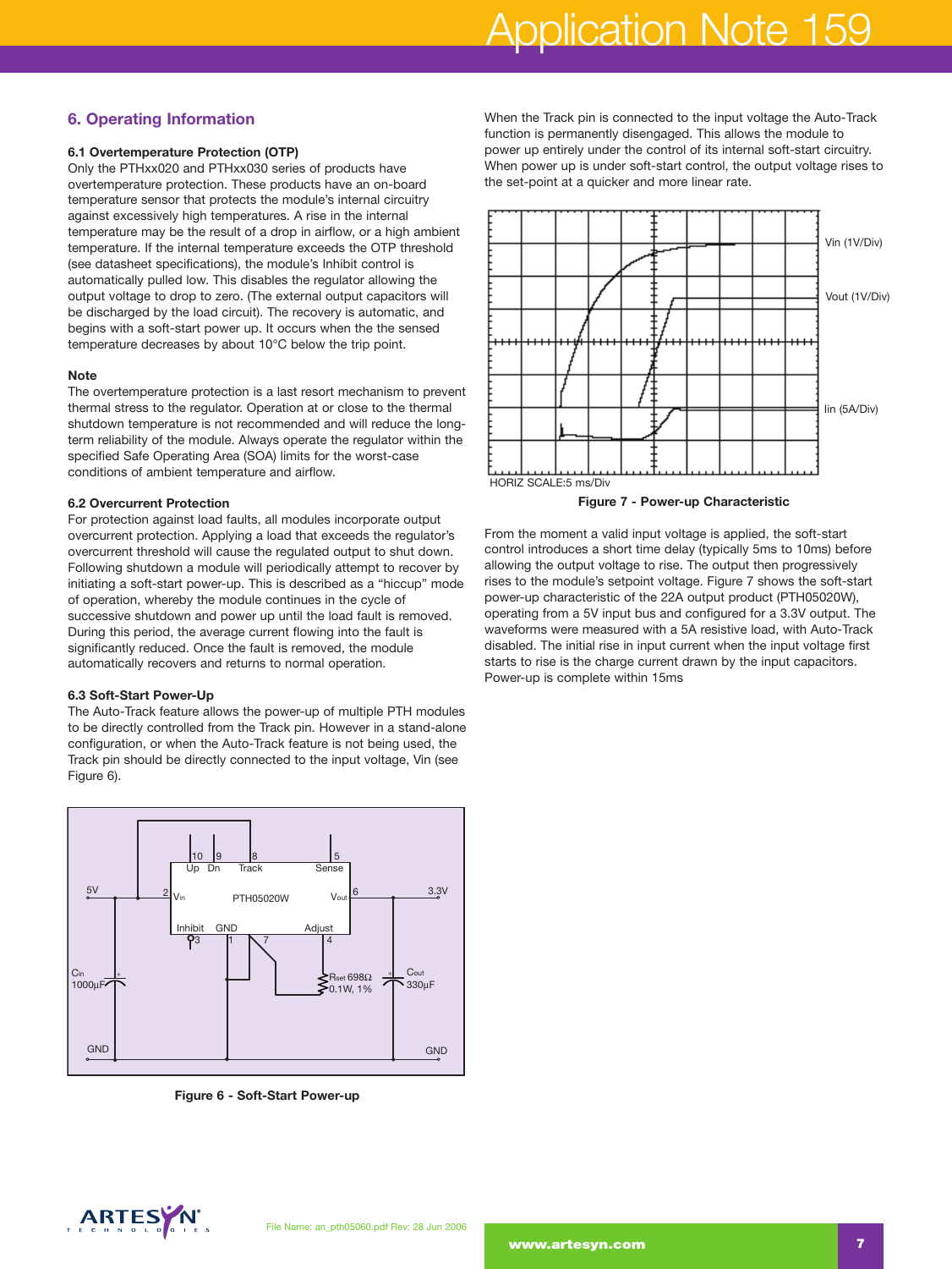## 6. Operating Information

### 6.1 Overtemperature Protection (OTP)

Only the PTHxx020 and PTHxx030 series of products have overtemperature protection. These products have an on-board temperature sensor that protects the module's internal circuitry against excessively high temperatures. A rise in the internal temperature may be the result of a drop in airflow, or a high ambient temperature. If the internal temperature exceeds the OTP threshold (see datasheet specifications), the module's Inhibit control is automatically pulled low. This disables the regulator allowing the output voltage to drop to zero. (The external output capacitors will be discharged by the load circuit). The recovery is automatic, and begins with a soft-start power up. It occurs when the the sensed temperature decreases by about 10°C below the trip point.

#### Note

The overtemperature protection is a last resort mechanism to prevent thermal stress to the regulator. Operation at or close to the thermal shutdown temperature is not recommended and will reduce the long-term reliability of the module. Always operate the regulator within the specified Safe Operating Area (SOA) limits for the worst-case conditions of ambient temperature and airflow.

### 6.2 Overcurrent Protection

For protection against load faults, all modules incorporate output overcurrent protection. Applying a load that exceeds the regulator's overcurrent threshold will cause the regulated output to shut down. Following shutdown a module will periodically attempt to recover by initiating a soft-start power-up. This is described as a "hiccup" mode of operation, whereby the module continues in the cycle of successive shutdown and power up until the load fault is removed. During this period, the average current flowing into the fault is significantly reduced. Once the fault is removed, the module automatically recovers and returns to normal operation.

### 6.3 Soft-Start Power-Up

The Auto-Track feature allows the power-up of multiple PTH modules to be directly controlled from the Track pin. However in a stand-alone configuration, or when the Auto-Track feature is not being used, the Track pin should be directly connected to the input voltage, Vin (see Figure 6).

Figure 6 - Soft-Start Power-up

When the Track pin is connected to the input voltage the Auto-Track function is permanently disengaged. This allows the module to power up entirely under the control of its internal soft-start circuitry. When power up is under soft-start control, the output voltage rises to the set-point at a quicker and more linear rate.

Figure 7 - Power-up Characteristic

From the moment a valid input voltage is applied, the soft-start control introduces a short time delay (typically 5ms to 10ms) before allowing the output voltage to rise. The output then progressively rises to the module's setpoint voltage. Figure 7 shows the soft-start power-up characteristic of the 22A output product (PTH05020W), operating from a 5V input bus and configured for a 3.3V output. The waveforms were measured with a 5A resistive load, with Auto-Track disabled. The initial rise in input current when the input voltage first starts to rise is the charge current drawn by the input capacitors. Power-up is complete within 15ms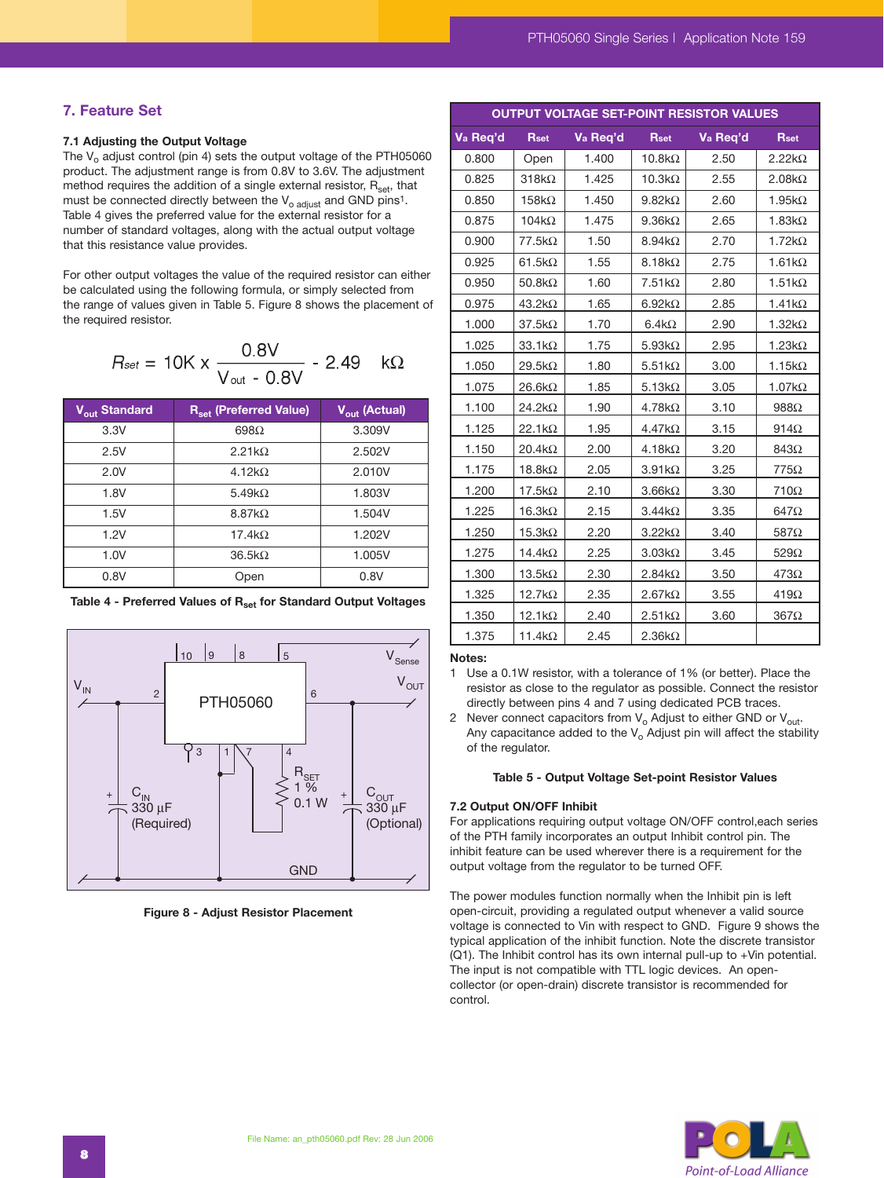## 7. Feature Set

### 7.1 Adjusting the Output Voltage

The $V_o$ adjust control (pin 4) sets the output voltage of the PTH05060 product. The adjustment range is from 0.8V to 3.6V. The adjustment method requires the addition of a single external resistor, $R_{set}$, that must be connected directly between the $V_{o\ adjust}$ and GND pins[1]. Table 4 gives the preferred value for the external resistor for a number of standard voltages, along with the actual output voltage that this resistance value provides.

For other output voltages the value of the required resistor can either be calculated using the following formula, or simply selected from the range of values given in Table 5. Figure 8 shows the placement of the required resistor.

$$R_{set} = 10K \times \frac{0.8V}{V_{out} - 0.8V} - 2.49 \quad k\Omega$$

| $V_{out}$ Standard | $R_{set}$ (Preferred Value) | $V_{out}$ (Actual) |
|---|---|---|
| 3.3V | 698Ω | 3.309V |
| 2.5V | 2.21kΩ | 2.502V |
| 2.0V | 4.12kΩ | 2.010V |
| 1.8V | 5.49kΩ | 1.803V |
| 1.5V | 8.87kΩ | 1.504V |
| 1.2V | 17.4kΩ | 1.202V |
| 1.0V | 36.5kΩ | 1.005V |
| 0.8V | Open | 0.8V |

**Table 4 - Preferred Values of $R_{set}$ for Standard Output Voltages**

**Figure 8 - Adjust Resistor Placement**

| OUTPUT VOLTAGE SET-POINT RESISTOR VALUES | | | | | |
|---|---|---|---|---|---|
| Va Req'd | Rset | Va Req'd | Rset | Va Req'd | Rset |
| 0.800 | Open | 1.400 | 10.8kΩ | 2.50 | 2.22kΩ |
| 0.825 | 318kΩ | 1.425 | 10.3kΩ | 2.55 | 2.08kΩ |
| 0.850 | 158kΩ | 1.450 | 9.82kΩ | 2.60 | 1.95kΩ |
| 0.875 | 104kΩ | 1.475 | 9.36kΩ | 2.65 | 1.83kΩ |
| 0.900 | 77.5kΩ | 1.50 | 8.94kΩ | 2.70 | 1.72kΩ |
| 0.925 | 61.5kΩ | 1.55 | 8.18kΩ | 2.75 | 1.61kΩ |
| 0.950 | 50.8kΩ | 1.60 | 7.51kΩ | 2.80 | 1.51kΩ |
| 0.975 | 43.2kΩ | 1.65 | 6.92kΩ | 2.85 | 1.41kΩ |
| 1.000 | 37.5kΩ | 1.70 | 6.4kΩ | 2.90 | 1.32kΩ |
| 1.025 | 33.1kΩ | 1.75 | 5.93kΩ | 2.95 | 1.23kΩ |
| 1.050 | 29.5kΩ | 1.80 | 5.51kΩ | 3.00 | 1.15kΩ |
| 1.075 | 26.6kΩ | 1.85 | 5.13kΩ | 3.05 | 1.07kΩ |
| 1.100 | 24.2kΩ | 1.90 | 4.78kΩ | 3.10 | 988Ω |
| 1.125 | 22.1kΩ | 1.95 | 4.47kΩ | 3.15 | 914Ω |
| 1.150 | 20.4kΩ | 2.00 | 4.18kΩ | 3.20 | 843Ω |
| 1.175 | 18.8kΩ | 2.05 | 3.91kΩ | 3.25 | 775Ω |
| 1.200 | 17.5kΩ | 2.10 | 3.66kΩ | 3.30 | 710Ω |
| 1.225 | 16.3kΩ | 2.15 | 3.44kΩ | 3.35 | 647Ω |
| 1.250 | 15.3kΩ | 2.20 | 3.22kΩ | 3.40 | 587Ω |
| 1.275 | 14.4kΩ | 2.25 | 3.03kΩ | 3.45 | 529Ω |
| 1.300 | 13.5kΩ | 2.30 | 2.84kΩ | 3.50 | 473Ω |
| 1.325 | 12.7kΩ | 2.35 | 2.67kΩ | 3.55 | 419Ω |
| 1.350 | 12.1kΩ | 2.40 | 2.51kΩ | 3.60 | 367Ω |
| 1.375 | 11.4kΩ | 2.45 | 2.36kΩ | | |

**Notes:**

1. Use a 0.1W resistor, with a tolerance of 1% (or better). Place the resistor as close to the regulator as possible. Connect the resistor directly between pins 4 and 7 using dedicated PCB traces.
2. Never connect capacitors from $V_o$ Adjust to either GND or $V_{out}$. Any capacitance added to the $V_o$ Adjust pin will affect the stability of the regulator.

**Table 5 - Output Voltage Set-point Resistor Values**

### 7.2 Output ON/OFF Inhibit

For applications requiring output voltage ON/OFF control,each series of the PTH family incorporates an output Inhibit control pin. The inhibit feature can be used wherever there is a requirement for the output voltage from the regulator to be turned OFF.

The power modules function normally when the Inhibit pin is left open-circuit, providing a regulated output whenever a valid source voltage is connected to Vin with respect to GND. Figure 9 shows the typical application of the inhibit function. Note the discrete transistor (Q1). The Inhibit control has its own internal pull-up to +Vin potential. The input is not compatible with TTL logic devices. An open-collector (or open-drain) discrete transistor is recommended for control.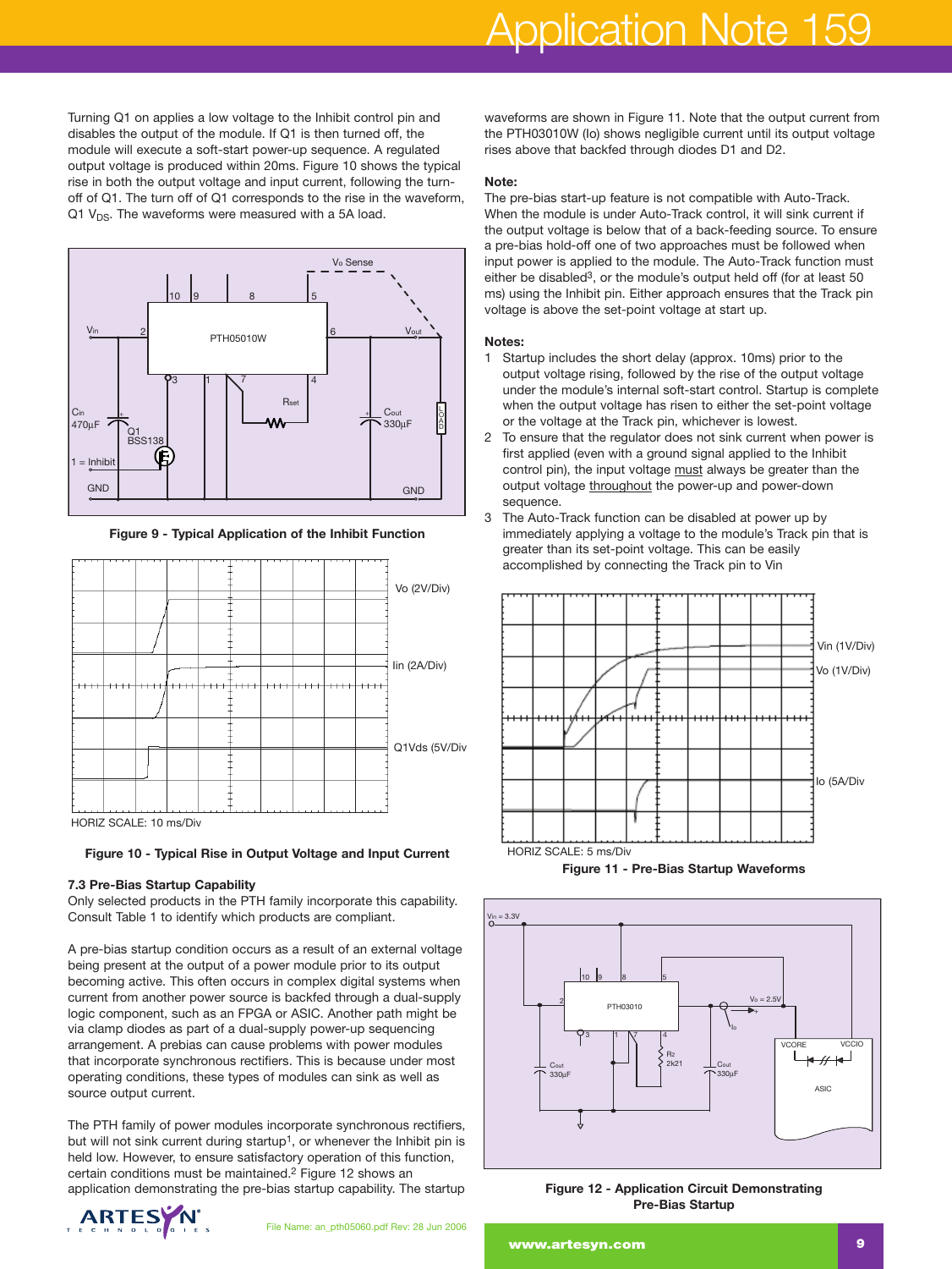Turning Q1 on applies a low voltage to the Inhibit control pin and disables the output of the module. If Q1 is then turned off, the module will execute a soft-start power-up sequence. A regulated output voltage is produced within 20ms. Figure 10 shows the typical rise in both the output voltage and input current, following the turn-off of Q1. The turn off of Q1 corresponds to the rise in the waveform, Q1 $V_{DS}$. The waveforms were measured with a 5A load.

**Figure 9 - Typical Application of the Inhibit Function**

HORIZ SCALE: 10 ms/Div

**Figure 10 - Typical Rise in Output Voltage and Input Current**

### 7.3 Pre-Bias Startup Capability

Only selected products in the PTH family incorporate this capability. Consult Table 1 to identify which products are compliant.

A pre-bias startup condition occurs as a result of an external voltage being present at the output of a power module prior to its output becoming active. This often occurs in complex digital systems when current from another power source is backfed through a dual-supply logic component, such as an FPGA or ASIC. Another path might be via clamp diodes as part of a dual-supply power-up sequencing arrangement. A prebias can cause problems with power modules that incorporate synchronous rectifiers. This is because under most operating conditions, these types of modules can sink as well as source output current.

The PTH family of power modules incorporate synchronous rectifiers, but will not sink current during startup[1], or whenever the Inhibit pin is held low. However, to ensure satisfactory operation of this function, certain conditions must be maintained.[2] Figure 12 shows an application demonstrating the pre-bias startup capability. The startup waveforms are shown in Figure 11. Note that the output current from the PTH03010W (Io) shows negligible current until its output voltage rises above that backfed through diodes D1 and D2.

**Note:**

The pre-bias start-up feature is not compatible with Auto-Track. When the module is under Auto-Track control, it will sink current if the output voltage is below that of a back-feeding source. To ensure a pre-bias hold-off one of two approaches must be followed when input power is applied to the module. The Auto-Track function must either be disabled[3], or the module's output held off (for at least 50 ms) using the Inhibit pin. Either approach ensures that the Track pin voltage is above the set-point voltage at start up.

**Notes:**

1. Startup includes the short delay (approx. 10ms) prior to the output voltage rising, followed by the rise of the output voltage under the module's internal soft-start control. Startup is complete when the output voltage has risen to either the set-point voltage or the voltage at the Track pin, whichever is lowest.
2. To ensure that the regulator does not sink current when power is first applied (even with a ground signal applied to the Inhibit control pin), the input voltage must always be greater than the output voltage throughout the power-up and power-down sequence.
3. The Auto-Track function can be disabled at power up by immediately applying a voltage to the module's Track pin that is greater than its set-point voltage. This can be easily accomplished by connecting the Track pin to Vin

HORIZ SCALE: 5 ms/Div

**Figure 11 - Pre-Bias Startup Waveforms**

**Figure 12 - Application Circuit Demonstrating Pre-Bias Startup**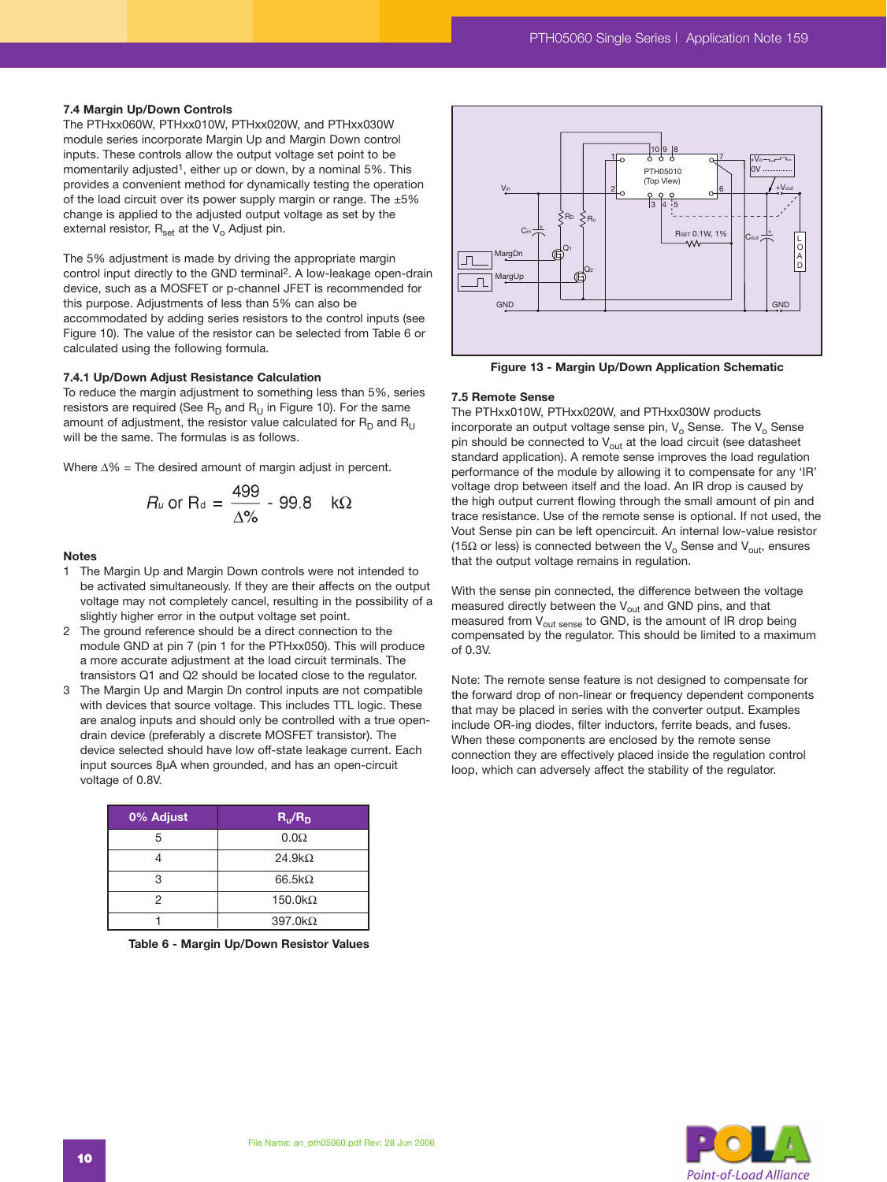### 7.4 Margin Up/Down Controls

The PTHxx060W, PTHxx010W, PTHxx020W, and PTHxx030W module series incorporate Margin Up and Margin Down control inputs. These controls allow the output voltage set point to be momentarily adjusted[1], either up or down, by a nominal 5%. This provides a convenient method for dynamically testing the operation of the load circuit over its power supply margin or range. The ±5% change is applied to the adjusted output voltage as set by the external resistor, $R_{set}$ at the $V_o$ Adjust pin.

The 5% adjustment is made by driving the appropriate margin control input directly to the GND terminal[2]. A low-leakage open-drain device, such as a MOSFET or p-channel JFET is recommended for this purpose. Adjustments of less than 5% can also be accommodated by adding series resistors to the control inputs (see Figure 10). The value of the resistor can be selected from Table 6 or calculated using the following formula.

#### 7.4.1 Up/Down Adjust Resistance Calculation

To reduce the margin adjustment to something less than 5%, series resistors are required (See $R_D$ and $R_U$ in Figure 10). For the same amount of adjustment, the resistor value calculated for $R_D$ and $R_U$ will be the same. The formulas is as follows.

Where $\Delta\%$ = The desired amount of margin adjust in percent.

$$R_u \text{ or } R_d = \frac{499}{\Delta\%} - 99.8 \quad \text{k}\Omega$$

**Notes**

1. The Margin Up and Margin Down controls were not intended to be activated simultaneously. If they are their affects on the output voltage may not completely cancel, resulting in the possibility of a slightly higher error in the output voltage set point.
2. The ground reference should be a direct connection to the module GND at pin 7 (pin 1 for the PTHxx050). This will produce a more accurate adjustment at the load circuit terminals. The transistors Q1 and Q2 should be located close to the regulator.
3. The Margin Up and Margin Dn control inputs are not compatible with devices that source voltage. This includes TTL logic. These are analog inputs and should only be controlled with a true open-drain device (preferably a discrete MOSFET transistor). The device selected should have low off-state leakage current. Each input sources 8µA when grounded, and has an open-circuit voltage of 0.8V.

| 0% Adjust | $R_u/R_D$ |
|---|---|
| 5 | 0.0Ω |
| 4 | 24.9kΩ |
| 3 | 66.5kΩ |
| 2 | 150.0kΩ |
| 1 | 397.0kΩ |

**Table 6 - Margin Up/Down Resistor Values**

**Figure 13 - Margin Up/Down Application Schematic**

### 7.5 Remote Sense

The PTHxx010W, PTHxx020W, and PTHxx030W products incorporate an output voltage sense pin, $V_o$ Sense. The $V_o$ Sense pin should be connected to $V_{out}$ at the load circuit (see datasheet standard application). A remote sense improves the load regulation performance of the module by allowing it to compensate for any 'IR' voltage drop between itself and the load. An IR drop is caused by the high output current flowing through the small amount of pin and trace resistance. Use of the remote sense is optional. If not used, the Vout Sense pin can be left opencircuit. An internal low-value resistor (15Ω or less) is connected between the $V_o$ Sense and $V_{out}$, ensures that the output voltage remains in regulation.

With the sense pin connected, the difference between the voltage measured directly between the $V_{out}$ and GND pins, and that measured from $V_{out\ sense}$ to GND, is the amount of IR drop being compensated by the regulator. This should be limited to a maximum of 0.3V.

Note: The remote sense feature is not designed to compensate for the forward drop of non-linear or frequency dependent components that may be placed in series with the converter output. Examples include OR-ing diodes, filter inductors, ferrite beads, and fuses. When these components are enclosed by the remote sense connection they are effectively placed inside the regulation control loop, which can adversely affect the stability of the regulator.

File Name: an_pth05060.pdf Rev: 28 Jun 2006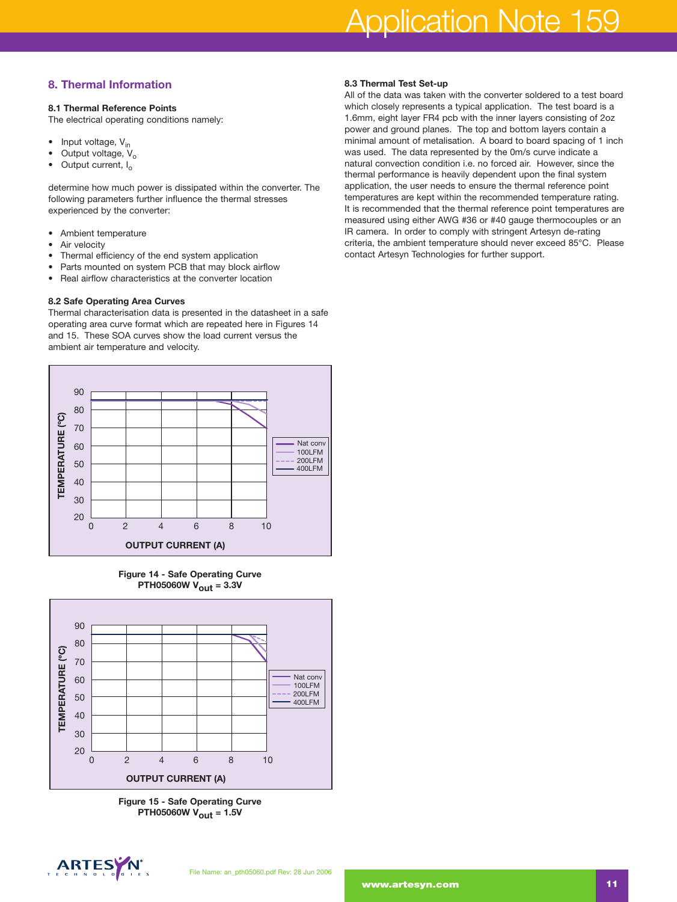## 8. Thermal Information

### 8.1 Thermal Reference Points

The electrical operating conditions namely:

- Input voltage, $V_{in}$
- Output voltage, $V_o$
- Output current, $I_o$

determine how much power is dissipated within the converter. The following parameters further influence the thermal stresses experienced by the converter:

- Ambient temperature
- Air velocity
- Thermal efficiency of the end system application
- Parts mounted on system PCB that may block airflow
- Real airflow characteristics at the converter location

### 8.2 Safe Operating Area Curves

Thermal characterisation data is presented in the datasheet in a safe operating area curve format which are repeated here in Figures 14 and 15. These SOA curves show the load current versus the ambient air temperature and velocity.

**Figure 14 - Safe Operating Curve PTH05060W $V_{out}$ = 3.3V**

**Figure 15 - Safe Operating Curve PTH05060W $V_{out}$ = 1.5V**

### 8.3 Thermal Test Set-up

All of the data was taken with the converter soldered to a test board which closely represents a typical application. The test board is a 1.6mm, eight layer FR4 pcb with the inner layers consisting of 2oz power and ground planes. The top and bottom layers contain a minimal amount of metalisation. A board to board spacing of 1 inch was used. The data represented by the 0m/s curve indicate a natural convection condition i.e. no forced air. However, since the thermal performance is heavily dependent upon the final system application, the user needs to ensure the thermal reference point temperatures are kept within the recommended temperature rating. It is recommended that the thermal reference point temperatures are measured using either AWG #36 or #40 gauge thermocouples or an IR camera. In order to comply with stringent Artesyn de-rating criteria, the ambient temperature should never exceed 85°C. Please contact Artesyn Technologies for further support.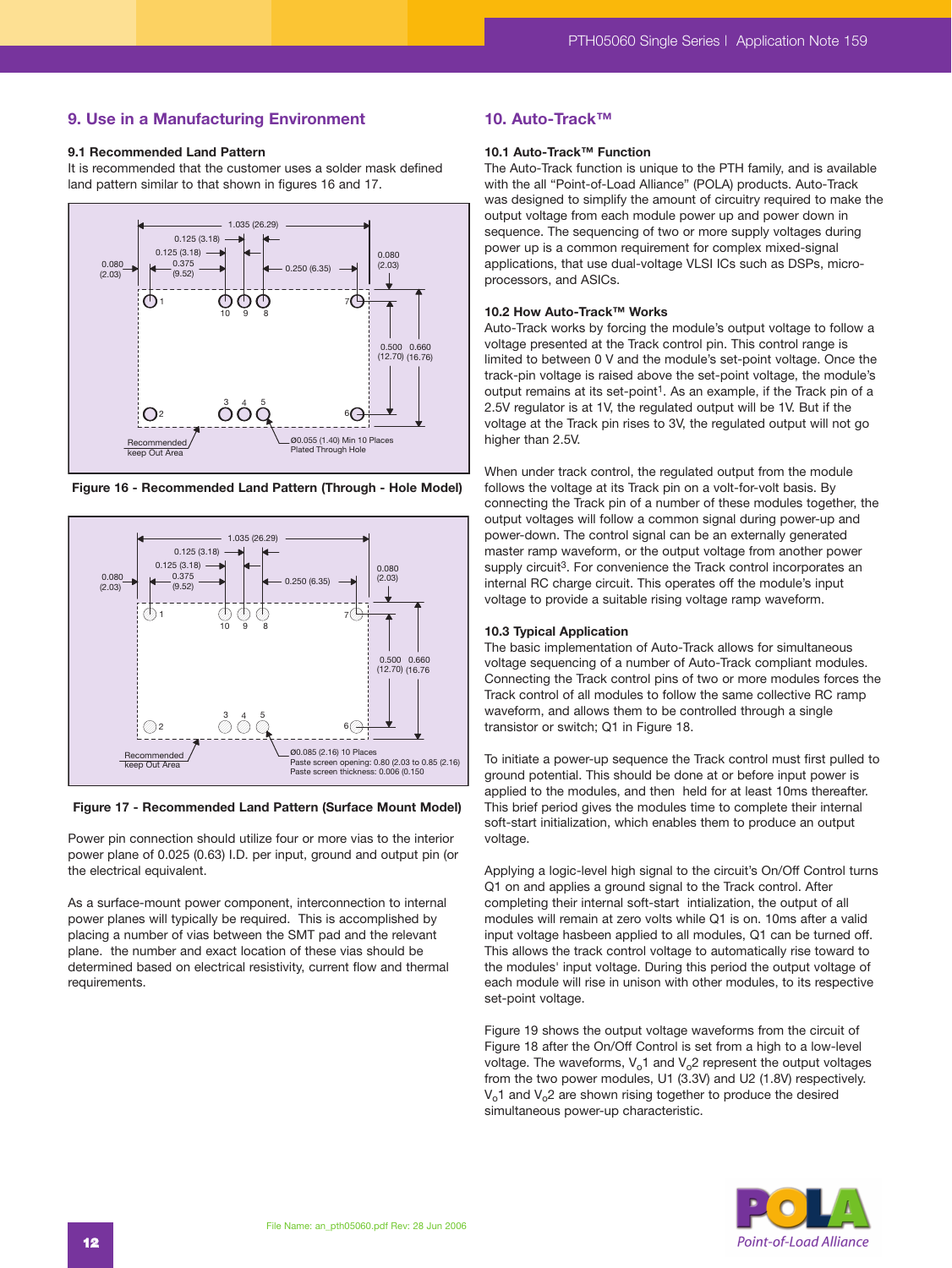## 9. Use in a Manufacturing Environment

### 9.1 Recommended Land Pattern

It is recommended that the customer uses a solder mask defined land pattern similar to that shown in figures 16 and 17.

Figure 16 - Recommended Land Pattern (Through - Hole Model)

Figure 17 - Recommended Land Pattern (Surface Mount Model)

Power pin connection should utilize four or more vias to the interior power plane of 0.025 (0.63) I.D. per input, ground and output pin (or the electrical equivalent.

As a surface-mount power component, interconnection to internal power planes will typically be required. This is accomplished by placing a number of vias between the SMT pad and the relevant plane. the number and exact location of these vias should be determined based on electrical resistivity, current flow and thermal requirements.

## 10. Auto-Track™

### 10.1 Auto-Track™ Function

The Auto-Track function is unique to the PTH family, and is available with the all "Point-of-Load Alliance" (POLA) products. Auto-Track was designed to simplify the amount of circuitry required to make the output voltage from each module power up and power down in sequence. The sequencing of two or more supply voltages during power up is a common requirement for complex mixed-signal applications, that use dual-voltage VLSI ICs such as DSPs, micro-processors, and ASICs.

### 10.2 How Auto-Track™ Works

Auto-Track works by forcing the module's output voltage to follow a voltage presented at the Track control pin. This control range is limited to between 0 V and the module's set-point voltage. Once the track-pin voltage is raised above the set-point voltage, the module's output remains at its set-point[1]. As an example, if the Track pin of a 2.5V regulator is at 1V, the regulated output will be 1V. But if the voltage at the Track pin rises to 3V, the regulated output will not go higher than 2.5V.

When under track control, the regulated output from the module follows the voltage at its Track pin on a volt-for-volt basis. By connecting the Track pin of a number of these modules together, the output voltages will follow a common signal during power-up and power-down. The control signal can be an externally generated master ramp waveform, or the output voltage from another power supply circuit[3]. For convenience the Track control incorporates an internal RC charge circuit. This operates off the module's input voltage to provide a suitable rising voltage ramp waveform.

### 10.3 Typical Application

The basic implementation of Auto-Track allows for simultaneous voltage sequencing of a number of Auto-Track compliant modules. Connecting the Track control pins of two or more modules forces the Track control of all modules to follow the same collective RC ramp waveform, and allows them to be controlled through a single transistor or switch; Q1 in Figure 18.

To initiate a power-up sequence the Track control must first pulled to ground potential. This should be done at or before input power is applied to the modules, and then held for at least 10ms thereafter. This brief period gives the modules time to complete their internal soft-start initialization, which enables them to produce an output voltage.

Applying a logic-level high signal to the circuit's On/Off Control turns Q1 on and applies a ground signal to the Track control. After completing their internal soft-start intialization, the output of all modules will remain at zero volts while Q1 is on. 10ms after a valid input voltage hasbeen applied to all modules, Q1 can be turned off. This allows the track control voltage to automatically rise toward to the modules' input voltage. During this period the output voltage of each module will rise in unison with other modules, to its respective set-point voltage.

Figure 19 shows the output voltage waveforms from the circuit of Figure 18 after the On/Off Control is set from a high to a low-level voltage. The waveforms, $V_o1$ and $V_o2$ represent the output voltages from the two power modules, U1 (3.3V) and U2 (1.8V) respectively. $V_o1$ and $V_o2$ are shown rising together to produce the desired simultaneous power-up characteristic.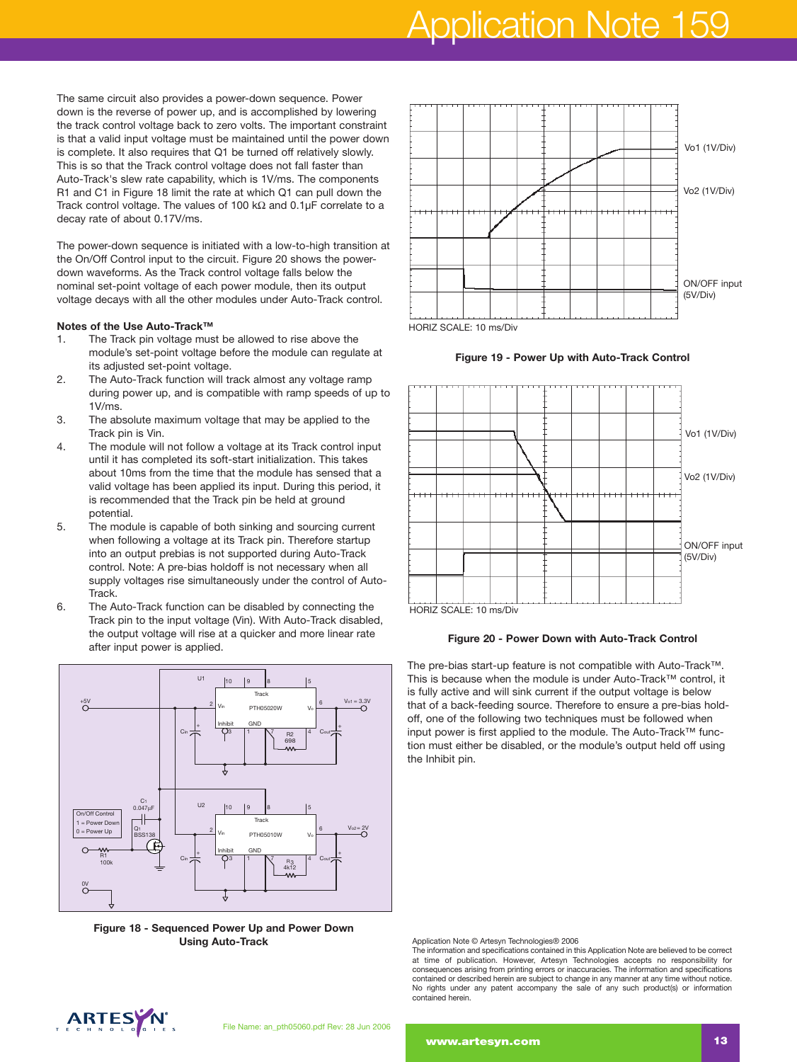The same circuit also provides a power-down sequence. Power down is the reverse of power up, and is accomplished by lowering the track control voltage back to zero volts. The important constraint is that a valid input voltage must be maintained until the power down is complete. It also requires that Q1 be turned off relatively slowly. This is so that the Track control voltage does not fall faster than Auto-Track's slew rate capability, which is 1V/ms. The components R1 and C1 in Figure 18 limit the rate at which Q1 can pull down the Track control voltage. The values of 100 kΩ and 0.1μF correlate to a decay rate of about 0.17V/ms.

The power-down sequence is initiated with a low-to-high transition at the On/Off Control input to the circuit. Figure 20 shows the power-down waveforms. As the Track control voltage falls below the nominal set-point voltage of each power module, then its output voltage decays with all the other modules under Auto-Track control.

### Notes of the Use Auto-Track™

1. The Track pin voltage must be allowed to rise above the module's set-point voltage before the module can regulate at its adjusted set-point voltage.
2. The Auto-Track function will track almost any voltage ramp during power up, and is compatible with ramp speeds of up to 1V/ms.
3. The absolute maximum voltage that may be applied to the Track pin is Vin.
4. The module will not follow a voltage at its Track control input until it has completed its soft-start initialization. This takes about 10ms from the time that the module has sensed that a valid voltage has been applied its input. During this period, it is recommended that the Track pin be held at ground potential.
5. The module is capable of both sinking and sourcing current when following a voltage at its Track pin. Therefore startup into an output prebias is not supported during Auto-Track control. Note: A pre-bias holdoff is not necessary when all supply voltages rise simultaneously under the control of Auto-Track.
6. The Auto-Track function can be disabled by connecting the Track pin to the input voltage (Vin). With Auto-Track disabled, the output voltage will rise at a quicker and more linear rate after input power is applied.

U1
10 9 8 5
Track
+5V
2 Vin PTH05020W Vo 6
Vo1 = 3.3V
Inhibit GND
Cin 3 1 7 R2 698 4 Cout

C1 0.047μF
U2
10 9 8 5
Track
On/Off Control
1 = Power Down
0 = Power Up
Q1 BSS138
2 Vin PTH05010W Vo 6
Vo2 = 2V
R1 100k
Inhibit GND
Cin 3 1 7 R3 4k12 4 Cout
0V

**Figure 18 - Sequenced Power Up and Power Down Using Auto-Track**

Vo1 (1V/Div)
Vo2 (1V/Div)
ON/OFF input (5V/Div)
HORIZ SCALE: 10 ms/Div

**Figure 19 - Power Up with Auto-Track Control**

Vo1 (1V/Div)
Vo2 (1V/Div)
ON/OFF input (5V/Div)
HORIZ SCALE: 10 ms/Div

**Figure 20 - Power Down with Auto-Track Control**

The pre-bias start-up feature is not compatible with Auto-Track™. This is because when the module is under Auto-Track™ control, it is fully active and will sink current if the output voltage is below that of a back-feeding source. Therefore to ensure a pre-bias hold-off, one of the following two techniques must be followed when input power is first applied to the module. The Auto-Track™ function must either be disabled, or the module's output held off using the Inhibit pin.

Application Note © Artesyn Technologies® 2006
The information and specifications contained in this Application Note are believed to be correct at time of publication. However, Artesyn Technologies accepts no responsibility for consequences arising from printing errors or inaccuracies. The information and specifications contained or described herein are subject to change in any manner at any time without notice. No rights under any patent accompany the sale of any such product(s) or information contained herein.